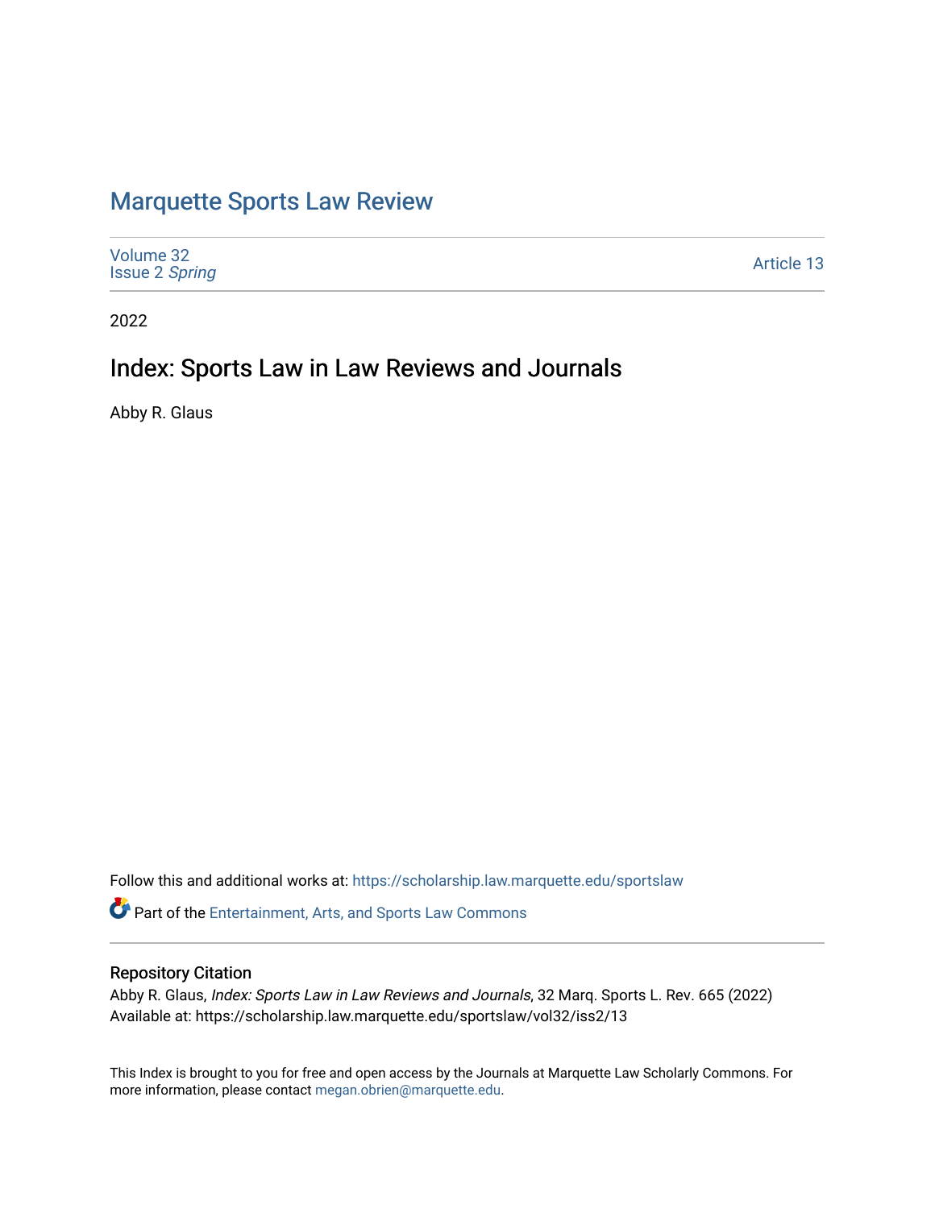# Marquette Sports Law Review

Volume 32
Issue 2 *Spring*

Article 13

2022

## Index: Sports Law in Law Reviews and Journals

Abby R. Glaus

Follow this and additional works at: https://scholarship.law.marquette.edu/sportslaw

Part of the Entertainment, Arts, and Sports Law Commons

### Repository Citation

Abby R. Glaus, *Index: Sports Law in Law Reviews and Journals*, 32 Marq. Sports L. Rev. 665 (2022)
Available at: https://scholarship.law.marquette.edu/sportslaw/vol32/iss2/13

This Index is brought to you for free and open access by the Journals at Marquette Law Scholarly Commons. For more information, please contact megan.obrien@marquette.edu.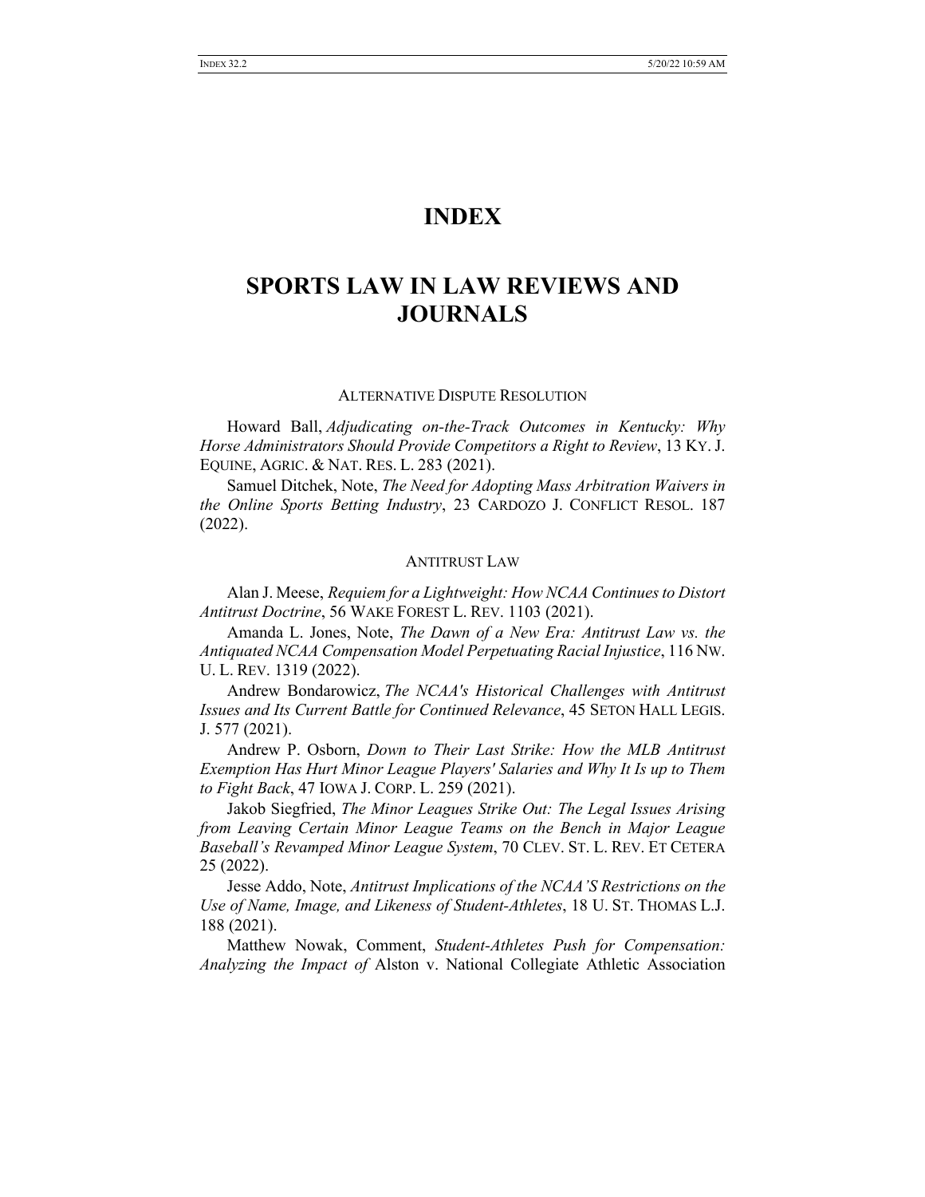# INDEX

# SPORTS LAW IN LAW REVIEWS AND JOURNALS

## ALTERNATIVE DISPUTE RESOLUTION

Howard Ball, *Adjudicating on-the-Track Outcomes in Kentucky: Why Horse Administrators Should Provide Competitors a Right to Review*, 13 KY. J. EQUINE, AGRIC. & NAT. RES. L. 283 (2021).

Samuel Ditchek, Note, *The Need for Adopting Mass Arbitration Waivers in the Online Sports Betting Industry*, 23 CARDOZO J. CONFLICT RESOL. 187 (2022).

## ANTITRUST LAW

Alan J. Meese, *Requiem for a Lightweight: How NCAA Continues to Distort Antitrust Doctrine*, 56 WAKE FOREST L. REV. 1103 (2021).

Amanda L. Jones, Note, *The Dawn of a New Era: Antitrust Law vs. the Antiquated NCAA Compensation Model Perpetuating Racial Injustice*, 116 NW. U. L. REV. 1319 (2022).

Andrew Bondarowicz, *The NCAA's Historical Challenges with Antitrust Issues and Its Current Battle for Continued Relevance*, 45 SETON HALL LEGIS. J. 577 (2021).

Andrew P. Osborn, *Down to Their Last Strike: How the MLB Antitrust Exemption Has Hurt Minor League Players' Salaries and Why It Is up to Them to Fight Back*, 47 IOWA J. CORP. L. 259 (2021).

Jakob Siegfried, *The Minor Leagues Strike Out: The Legal Issues Arising from Leaving Certain Minor League Teams on the Bench in Major League Baseball's Revamped Minor League System*, 70 CLEV. ST. L. REV. ET CETERA 25 (2022).

Jesse Addo, Note, *Antitrust Implications of the NCAA'S Restrictions on the Use of Name, Image, and Likeness of Student-Athletes*, 18 U. ST. THOMAS L.J. 188 (2021).

Matthew Nowak, Comment, *Student-Athletes Push for Compensation: Analyzing the Impact of* Alston v. National Collegiate Athletic Association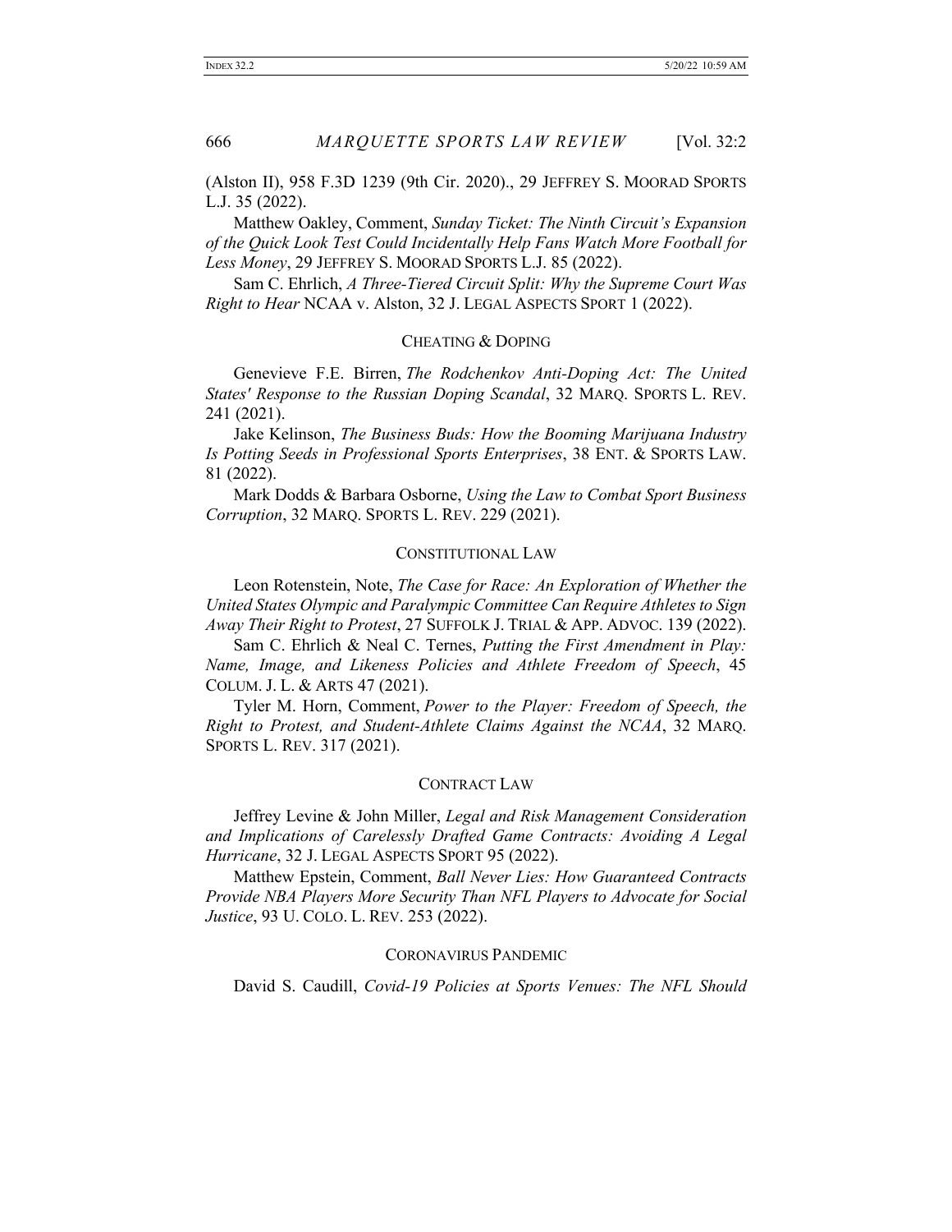(Alston II), 958 F.3D 1239 (9th Cir. 2020)., 29 JEFFREY S. MOORAD SPORTS L.J. 35 (2022).

Matthew Oakley, Comment, *Sunday Ticket: The Ninth Circuit's Expansion of the Quick Look Test Could Incidentally Help Fans Watch More Football for Less Money*, 29 JEFFREY S. MOORAD SPORTS L.J. 85 (2022).

Sam C. Ehrlich, *A Three-Tiered Circuit Split: Why the Supreme Court Was Right to Hear* NCAA v. Alston, 32 J. LEGAL ASPECTS SPORT 1 (2022).

### CHEATING & DOPING

Genevieve F.E. Birren, *The Rodchenkov Anti-Doping Act: The United States' Response to the Russian Doping Scandal*, 32 MARQ. SPORTS L. REV. 241 (2021).

Jake Kelinson, *The Business Buds: How the Booming Marijuana Industry Is Potting Seeds in Professional Sports Enterprises*, 38 ENT. & SPORTS LAW. 81 (2022).

Mark Dodds & Barbara Osborne, *Using the Law to Combat Sport Business Corruption*, 32 MARQ. SPORTS L. REV. 229 (2021).

### CONSTITUTIONAL LAW

Leon Rotenstein, Note, *The Case for Race: An Exploration of Whether the United States Olympic and Paralympic Committee Can Require Athletes to Sign Away Their Right to Protest*, 27 SUFFOLK J. TRIAL & APP. ADVOC. 139 (2022).

Sam C. Ehrlich & Neal C. Ternes, *Putting the First Amendment in Play: Name, Image, and Likeness Policies and Athlete Freedom of Speech*, 45 COLUM. J. L. & ARTS 47 (2021).

Tyler M. Horn, Comment, *Power to the Player: Freedom of Speech, the Right to Protest, and Student-Athlete Claims Against the NCAA*, 32 MARQ. SPORTS L. REV. 317 (2021).

### CONTRACT LAW

Jeffrey Levine & John Miller, *Legal and Risk Management Consideration and Implications of Carelessly Drafted Game Contracts: Avoiding A Legal Hurricane*, 32 J. LEGAL ASPECTS SPORT 95 (2022).

Matthew Epstein, Comment, *Ball Never Lies: How Guaranteed Contracts Provide NBA Players More Security Than NFL Players to Advocate for Social Justice*, 93 U. COLO. L. REV. 253 (2022).

### CORONAVIRUS PANDEMIC

David S. Caudill, *Covid-19 Policies at Sports Venues: The NFL Should*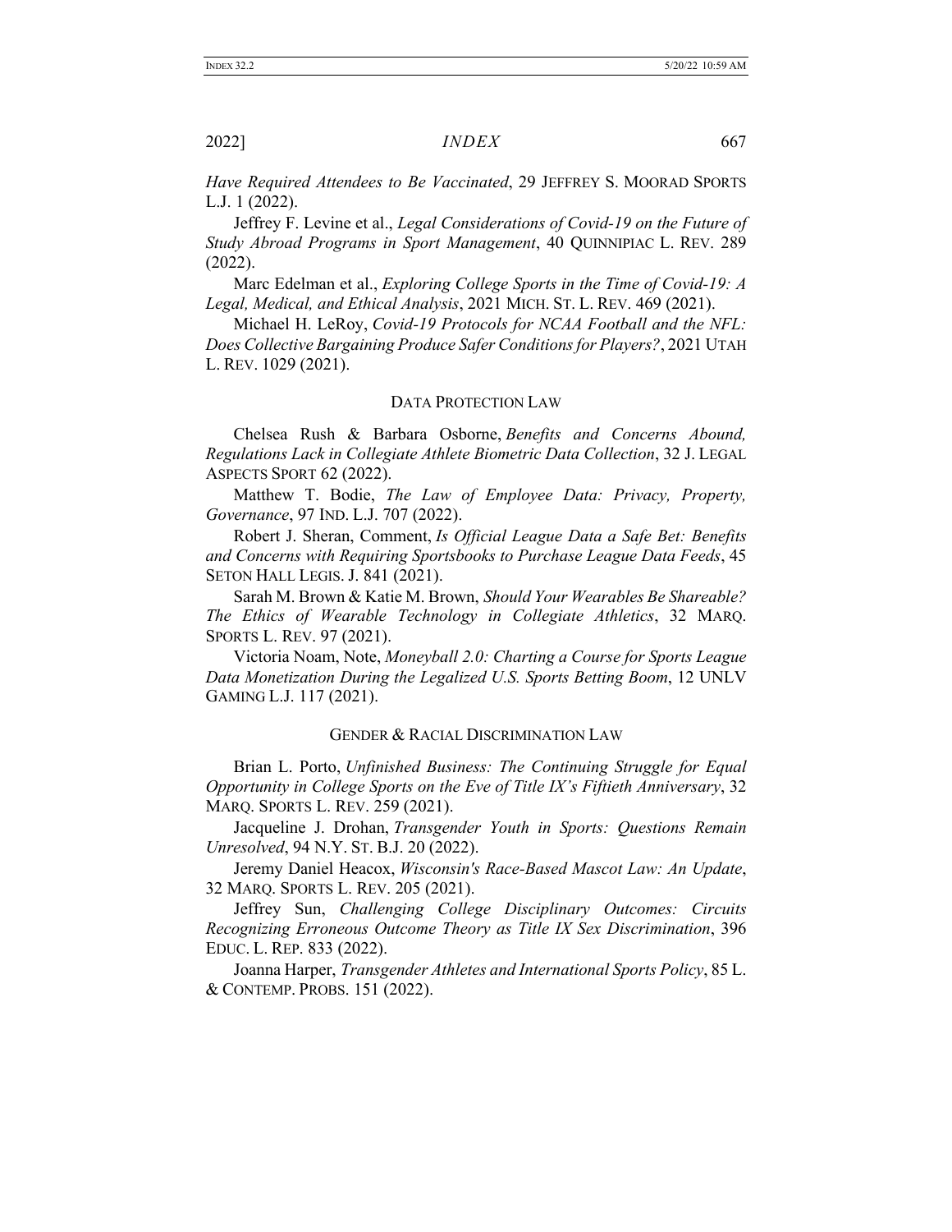*Have Required Attendees to Be Vaccinated*, 29 JEFFREY S. MOORAD SPORTS L.J. 1 (2022).

Jeffrey F. Levine et al., *Legal Considerations of Covid-19 on the Future of Study Abroad Programs in Sport Management*, 40 QUINNIPIAC L. REV. 289 (2022).

Marc Edelman et al., *Exploring College Sports in the Time of Covid-19: A Legal, Medical, and Ethical Analysis*, 2021 MICH. ST. L. REV. 469 (2021).

Michael H. LeRoy, *Covid-19 Protocols for NCAA Football and the NFL: Does Collective Bargaining Produce Safer Conditions for Players?*, 2021 UTAH L. REV. 1029 (2021).

## DATA PROTECTION LAW

Chelsea Rush & Barbara Osborne, *Benefits and Concerns Abound, Regulations Lack in Collegiate Athlete Biometric Data Collection*, 32 J. LEGAL ASPECTS SPORT 62 (2022).

Matthew T. Bodie, *The Law of Employee Data: Privacy, Property, Governance*, 97 IND. L.J. 707 (2022).

Robert J. Sheran, Comment, *Is Official League Data a Safe Bet: Benefits and Concerns with Requiring Sportsbooks to Purchase League Data Feeds*, 45 SETON HALL LEGIS. J. 841 (2021).

Sarah M. Brown & Katie M. Brown, *Should Your Wearables Be Shareable? The Ethics of Wearable Technology in Collegiate Athletics*, 32 MARQ. SPORTS L. REV. 97 (2021).

Victoria Noam, Note, *Moneyball 2.0: Charting a Course for Sports League Data Monetization During the Legalized U.S. Sports Betting Boom*, 12 UNLV GAMING L.J. 117 (2021).

## GENDER & RACIAL DISCRIMINATION LAW

Brian L. Porto, *Unfinished Business: The Continuing Struggle for Equal Opportunity in College Sports on the Eve of Title IX's Fiftieth Anniversary*, 32 MARQ. SPORTS L. REV. 259 (2021).

Jacqueline J. Drohan, *Transgender Youth in Sports: Questions Remain Unresolved*, 94 N.Y. ST. B.J. 20 (2022).

Jeremy Daniel Heacox, *Wisconsin's Race-Based Mascot Law: An Update*, 32 MARQ. SPORTS L. REV. 205 (2021).

Jeffrey Sun, *Challenging College Disciplinary Outcomes: Circuits Recognizing Erroneous Outcome Theory as Title IX Sex Discrimination*, 396 EDUC. L. REP. 833 (2022).

Joanna Harper, *Transgender Athletes and International Sports Policy*, 85 L. & CONTEMP. PROBS. 151 (2022).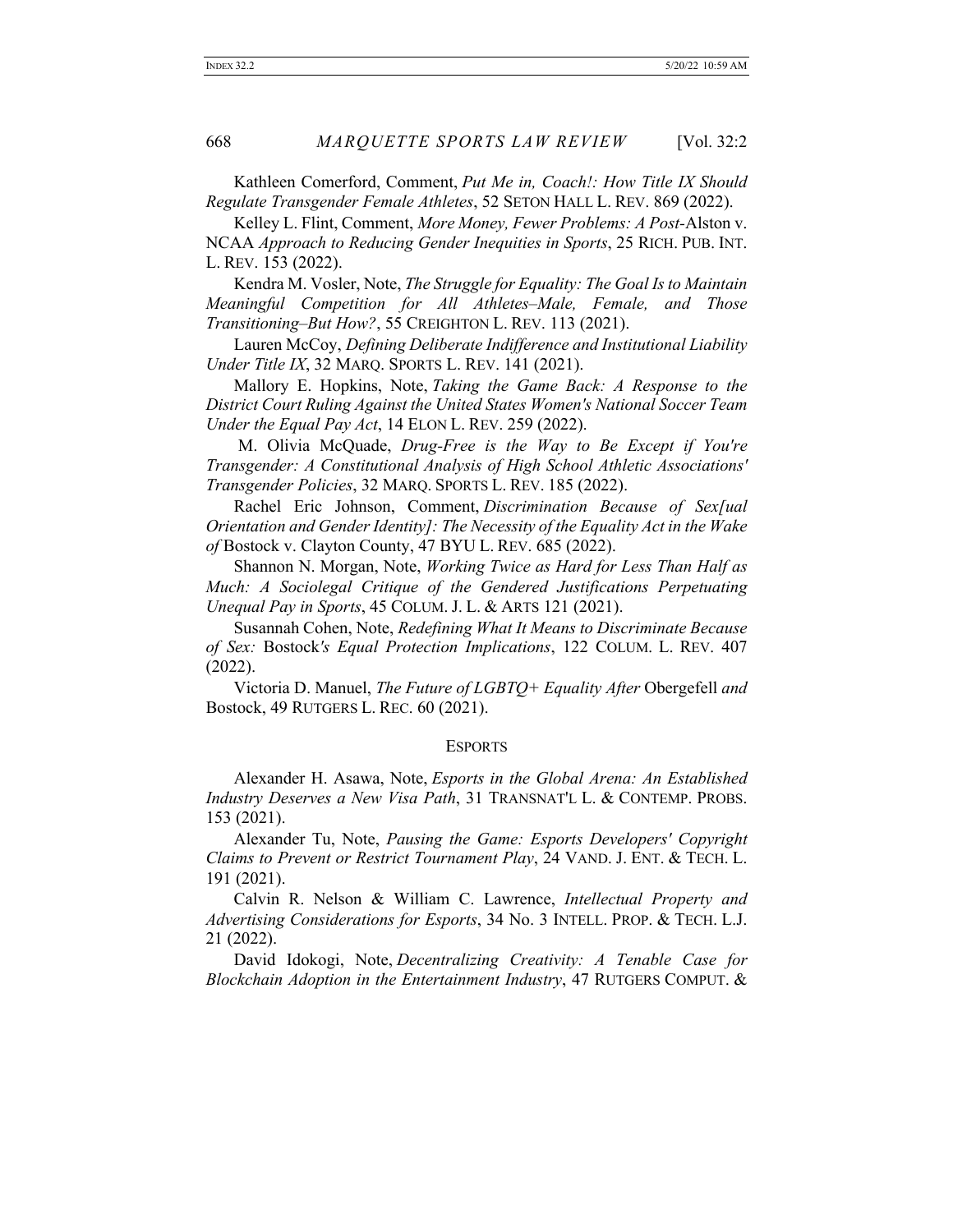Kathleen Comerford, Comment, *Put Me in, Coach!: How Title IX Should Regulate Transgender Female Athletes*, 52 SETON HALL L. REV. 869 (2022).

Kelley L. Flint, Comment, *More Money, Fewer Problems: A Post-*Alston v. NCAA *Approach to Reducing Gender Inequities in Sports*, 25 RICH. PUB. INT. L. REV. 153 (2022).

Kendra M. Vosler, Note, *The Struggle for Equality: The Goal Is to Maintain Meaningful Competition for All Athletes–Male, Female, and Those Transitioning–But How?*, 55 CREIGHTON L. REV. 113 (2021).

Lauren McCoy, *Defining Deliberate Indifference and Institutional Liability Under Title IX*, 32 MARQ. SPORTS L. REV. 141 (2021).

Mallory E. Hopkins, Note, *Taking the Game Back: A Response to the District Court Ruling Against the United States Women's National Soccer Team Under the Equal Pay Act*, 14 ELON L. REV. 259 (2022).

M. Olivia McQuade, *Drug-Free is the Way to Be Except if You're Transgender: A Constitutional Analysis of High School Athletic Associations' Transgender Policies*, 32 MARQ. SPORTS L. REV. 185 (2022).

Rachel Eric Johnson, Comment, *Discrimination Because of Sex[ual Orientation and Gender Identity]: The Necessity of the Equality Act in the Wake of* Bostock v. Clayton County, 47 BYU L. REV. 685 (2022).

Shannon N. Morgan, Note, *Working Twice as Hard for Less Than Half as Much: A Sociolegal Critique of the Gendered Justifications Perpetuating Unequal Pay in Sports*, 45 COLUM. J. L. & ARTS 121 (2021).

Susannah Cohen, Note, *Redefining What It Means to Discriminate Because of Sex:* Bostock*'s Equal Protection Implications*, 122 COLUM. L. REV. 407 (2022).

Victoria D. Manuel, *The Future of LGBTQ+ Equality After* Obergefell *and* Bostock, 49 RUTGERS L. REC. 60 (2021).

## ESPORTS

Alexander H. Asawa, Note, *Esports in the Global Arena: An Established Industry Deserves a New Visa Path*, 31 TRANSNAT'L L. & CONTEMP. PROBS. 153 (2021).

Alexander Tu, Note, *Pausing the Game: Esports Developers' Copyright Claims to Prevent or Restrict Tournament Play*, 24 VAND. J. ENT. & TECH. L. 191 (2021).

Calvin R. Nelson & William C. Lawrence, *Intellectual Property and Advertising Considerations for Esports*, 34 No. 3 INTELL. PROP. & TECH. L.J. 21 (2022).

David Idokogi, Note, *Decentralizing Creativity: A Tenable Case for Blockchain Adoption in the Entertainment Industry*, 47 RUTGERS COMPUT. &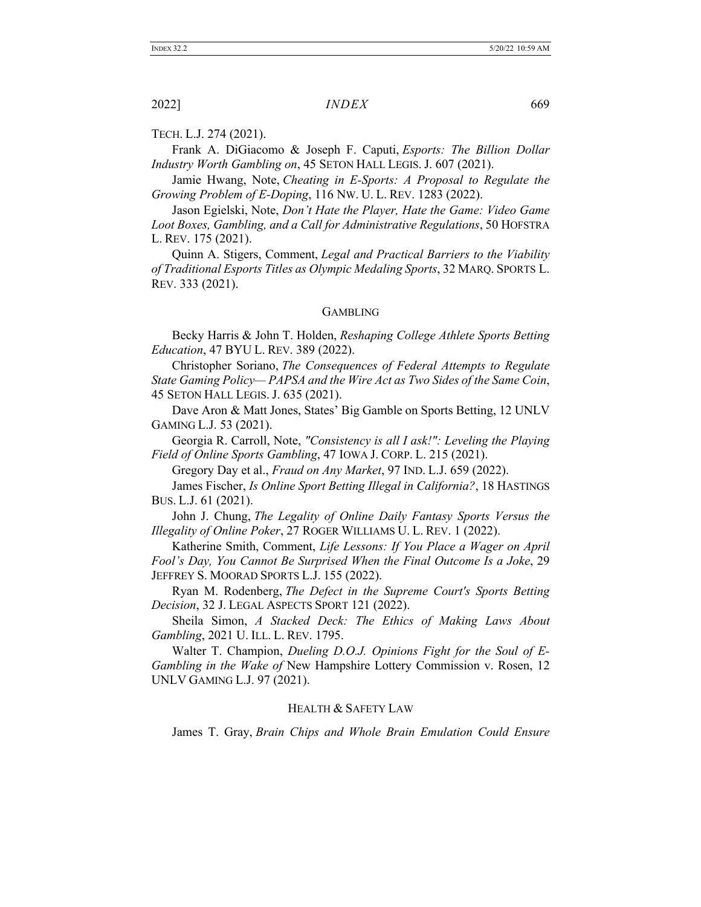TECH. L.J. 274 (2021).

Frank A. DiGiacomo & Joseph F. Caputi, *Esports: The Billion Dollar Industry Worth Gambling on*, 45 SETON HALL LEGIS. J. 607 (2021).

Jamie Hwang, Note, *Cheating in E-Sports: A Proposal to Regulate the Growing Problem of E-Doping*, 116 NW. U. L. REV. 1283 (2022).

Jason Egielski, Note, *Don't Hate the Player, Hate the Game: Video Game Loot Boxes, Gambling, and a Call for Administrative Regulations*, 50 HOFSTRA L. REV. 175 (2021).

Quinn A. Stigers, Comment, *Legal and Practical Barriers to the Viability of Traditional Esports Titles as Olympic Medaling Sports*, 32 MARQ. SPORTS L. REV. 333 (2021).

## GAMBLING

Becky Harris & John T. Holden, *Reshaping College Athlete Sports Betting Education*, 47 BYU L. REV. 389 (2022).

Christopher Soriano, *The Consequences of Federal Attempts to Regulate State Gaming Policy— PAPSA and the Wire Act as Two Sides of the Same Coin*, 45 SETON HALL LEGIS. J. 635 (2021).

Dave Aron & Matt Jones, States' Big Gamble on Sports Betting, 12 UNLV GAMING L.J. 53 (2021).

Georgia R. Carroll, Note, *"Consistency is all I ask!": Leveling the Playing Field of Online Sports Gambling*, 47 IOWA J. CORP. L. 215 (2021).

Gregory Day et al., *Fraud on Any Market*, 97 IND. L.J. 659 (2022).

James Fischer, *Is Online Sport Betting Illegal in California?*, 18 HASTINGS BUS. L.J. 61 (2021).

John J. Chung, *The Legality of Online Daily Fantasy Sports Versus the Illegality of Online Poker*, 27 ROGER WILLIAMS U. L. REV. 1 (2022).

Katherine Smith, Comment, *Life Lessons: If You Place a Wager on April Fool's Day, You Cannot Be Surprised When the Final Outcome Is a Joke*, 29 JEFFREY S. MOORAD SPORTS L.J. 155 (2022).

Ryan M. Rodenberg, *The Defect in the Supreme Court's Sports Betting Decision*, 32 J. LEGAL ASPECTS SPORT 121 (2022).

Sheila Simon, *A Stacked Deck: The Ethics of Making Laws About Gambling*, 2021 U. ILL. L. REV. 1795.

Walter T. Champion, *Dueling D.O.J. Opinions Fight for the Soul of E-Gambling in the Wake of* New Hampshire Lottery Commission v. Rosen, 12 UNLV GAMING L.J. 97 (2021).

## HEALTH & SAFETY LAW

James T. Gray, *Brain Chips and Whole Brain Emulation Could Ensure*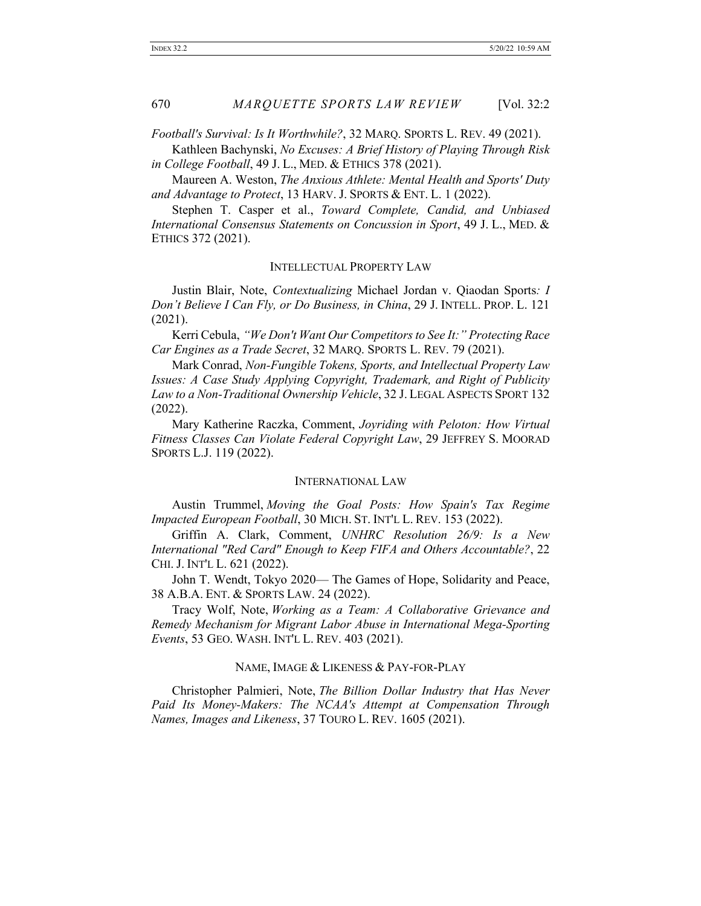*Football's Survival: Is It Worthwhile?*, 32 MARQ. SPORTS L. REV. 49 (2021).

Kathleen Bachynski, *No Excuses: A Brief History of Playing Through Risk in College Football*, 49 J. L., MED. & ETHICS 378 (2021).

Maureen A. Weston, *The Anxious Athlete: Mental Health and Sports' Duty and Advantage to Protect*, 13 HARV. J. SPORTS & ENT. L. 1 (2022).

Stephen T. Casper et al., *Toward Complete, Candid, and Unbiased International Consensus Statements on Concussion in Sport*, 49 J. L., MED. & ETHICS 372 (2021).

## INTELLECTUAL PROPERTY LAW

Justin Blair, Note, *Contextualizing* Michael Jordan v. Qiaodan Sports*: I Don't Believe I Can Fly, or Do Business, in China*, 29 J. INTELL. PROP. L. 121 (2021).

Kerri Cebula, *"We Don't Want Our Competitors to See It:" Protecting Race Car Engines as a Trade Secret*, 32 MARQ. SPORTS L. REV. 79 (2021).

Mark Conrad, *Non-Fungible Tokens, Sports, and Intellectual Property Law Issues: A Case Study Applying Copyright, Trademark, and Right of Publicity Law to a Non-Traditional Ownership Vehicle*, 32 J. LEGAL ASPECTS SPORT 132 (2022).

Mary Katherine Raczka, Comment, *Joyriding with Peloton: How Virtual Fitness Classes Can Violate Federal Copyright Law*, 29 JEFFREY S. MOORAD SPORTS L.J. 119 (2022).

## INTERNATIONAL LAW

Austin Trummel, *Moving the Goal Posts: How Spain's Tax Regime Impacted European Football*, 30 MICH. ST. INT'L L. REV. 153 (2022).

Griffin A. Clark, Comment, *UNHRC Resolution 26/9: Is a New International "Red Card" Enough to Keep FIFA and Others Accountable?*, 22 CHI. J. INT'L L. 621 (2022).

John T. Wendt, Tokyo 2020— The Games of Hope, Solidarity and Peace, 38 A.B.A. ENT. & SPORTS LAW. 24 (2022).

Tracy Wolf, Note, *Working as a Team: A Collaborative Grievance and Remedy Mechanism for Migrant Labor Abuse in International Mega-Sporting Events*, 53 GEO. WASH. INT'L L. REV. 403 (2021).

## NAME, IMAGE & LIKENESS & PAY-FOR-PLAY

Christopher Palmieri, Note, *The Billion Dollar Industry that Has Never Paid Its Money-Makers: The NCAA's Attempt at Compensation Through Names, Images and Likeness*, 37 TOURO L. REV. 1605 (2021).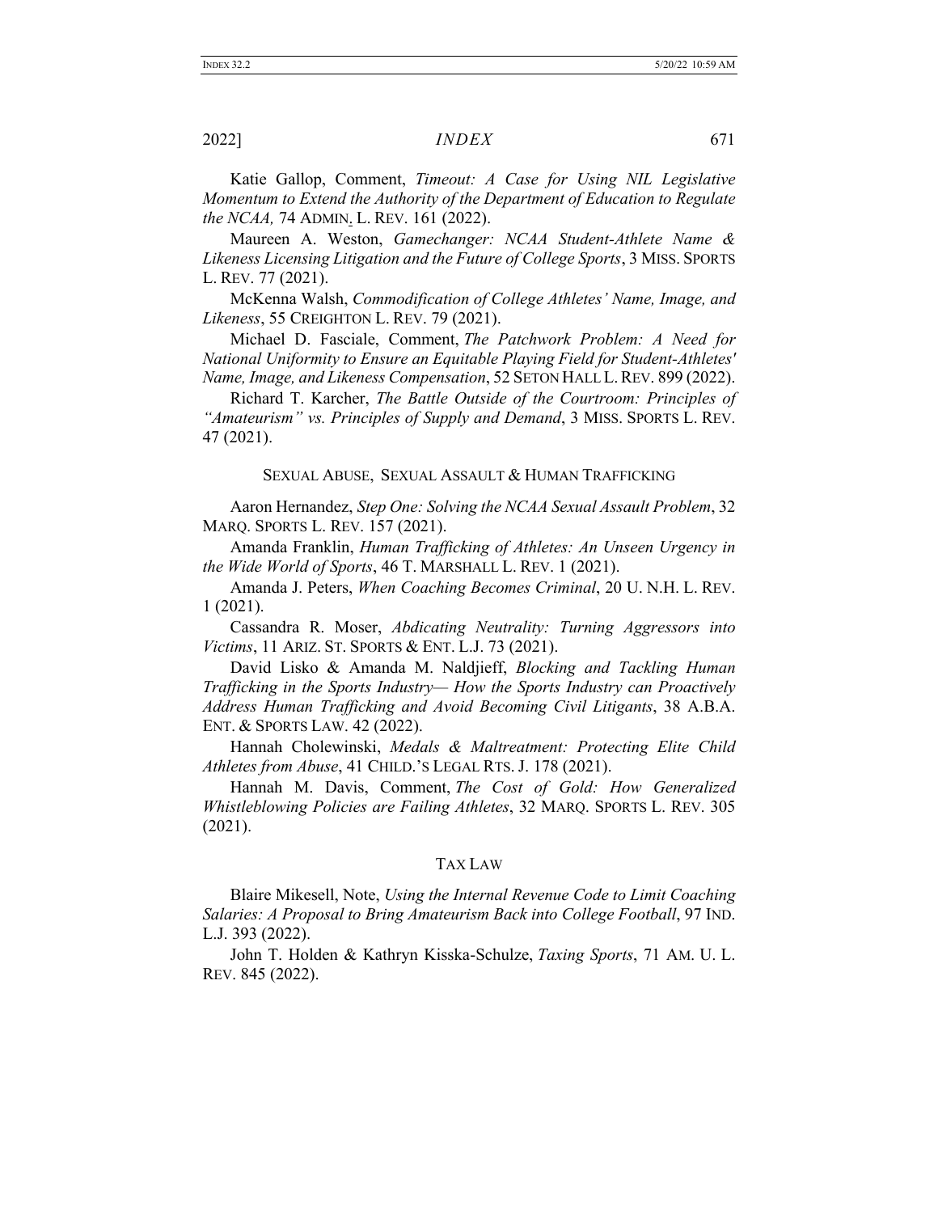Katie Gallop, Comment, *Timeout: A Case for Using NIL Legislative Momentum to Extend the Authority of the Department of Education to Regulate the NCAA,* 74 ADMIN. L. REV. 161 (2022).

Maureen A. Weston, *Gamechanger: NCAA Student-Athlete Name & Likeness Licensing Litigation and the Future of College Sports*, 3 MISS. SPORTS L. REV. 77 (2021).

McKenna Walsh, *Commodification of College Athletes' Name, Image, and Likeness*, 55 CREIGHTON L. REV. 79 (2021).

Michael D. Fasciale, Comment, *The Patchwork Problem: A Need for National Uniformity to Ensure an Equitable Playing Field for Student-Athletes' Name, Image, and Likeness Compensation*, 52 SETON HALL L. REV. 899 (2022).

Richard T. Karcher, *The Battle Outside of the Courtroom: Principles of "Amateurism" vs. Principles of Supply and Demand*, 3 MISS. SPORTS L. REV. 47 (2021).

### SEXUAL ABUSE, SEXUAL ASSAULT & HUMAN TRAFFICKING

Aaron Hernandez, *Step One: Solving the NCAA Sexual Assault Problem*, 32 MARQ. SPORTS L. REV. 157 (2021).

Amanda Franklin, *Human Trafficking of Athletes: An Unseen Urgency in the Wide World of Sports*, 46 T. MARSHALL L. REV. 1 (2021).

Amanda J. Peters, *When Coaching Becomes Criminal*, 20 U. N.H. L. REV. 1 (2021).

Cassandra R. Moser, *Abdicating Neutrality: Turning Aggressors into Victims*, 11 ARIZ. ST. SPORTS & ENT. L.J. 73 (2021).

David Lisko & Amanda M. Naldjieff, *Blocking and Tackling Human Trafficking in the Sports Industry— How the Sports Industry can Proactively Address Human Trafficking and Avoid Becoming Civil Litigants*, 38 A.B.A. ENT. & SPORTS LAW. 42 (2022).

Hannah Cholewinski, *Medals & Maltreatment: Protecting Elite Child Athletes from Abuse*, 41 CHILD.'S LEGAL RTS. J. 178 (2021).

Hannah M. Davis, Comment, *The Cost of Gold: How Generalized Whistleblowing Policies are Failing Athletes*, 32 MARQ. SPORTS L. REV. 305 (2021).

### TAX LAW

Blaire Mikesell, Note, *Using the Internal Revenue Code to Limit Coaching Salaries: A Proposal to Bring Amateurism Back into College Football*, 97 IND. L.J. 393 (2022).

John T. Holden & Kathryn Kisska-Schulze, *Taxing Sports*, 71 AM. U. L. REV. 845 (2022).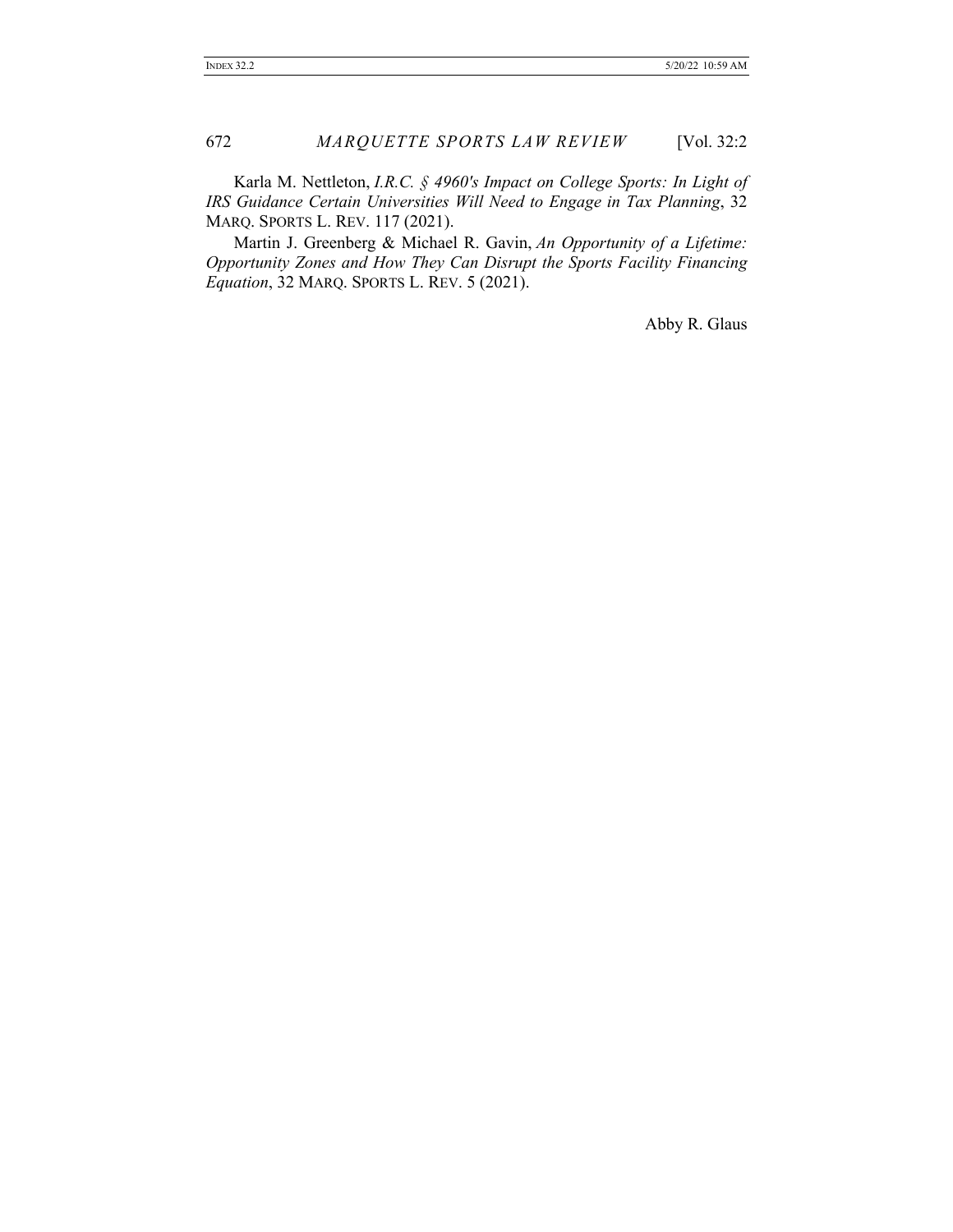Karla M. Nettleton, *I.R.C. § 4960's Impact on College Sports: In Light of IRS Guidance Certain Universities Will Need to Engage in Tax Planning*, 32 MARQ. SPORTS L. REV. 117 (2021).

Martin J. Greenberg & Michael R. Gavin, *An Opportunity of a Lifetime: Opportunity Zones and How They Can Disrupt the Sports Facility Financing Equation*, 32 MARQ. SPORTS L. REV. 5 (2021).

Abby R. Glaus